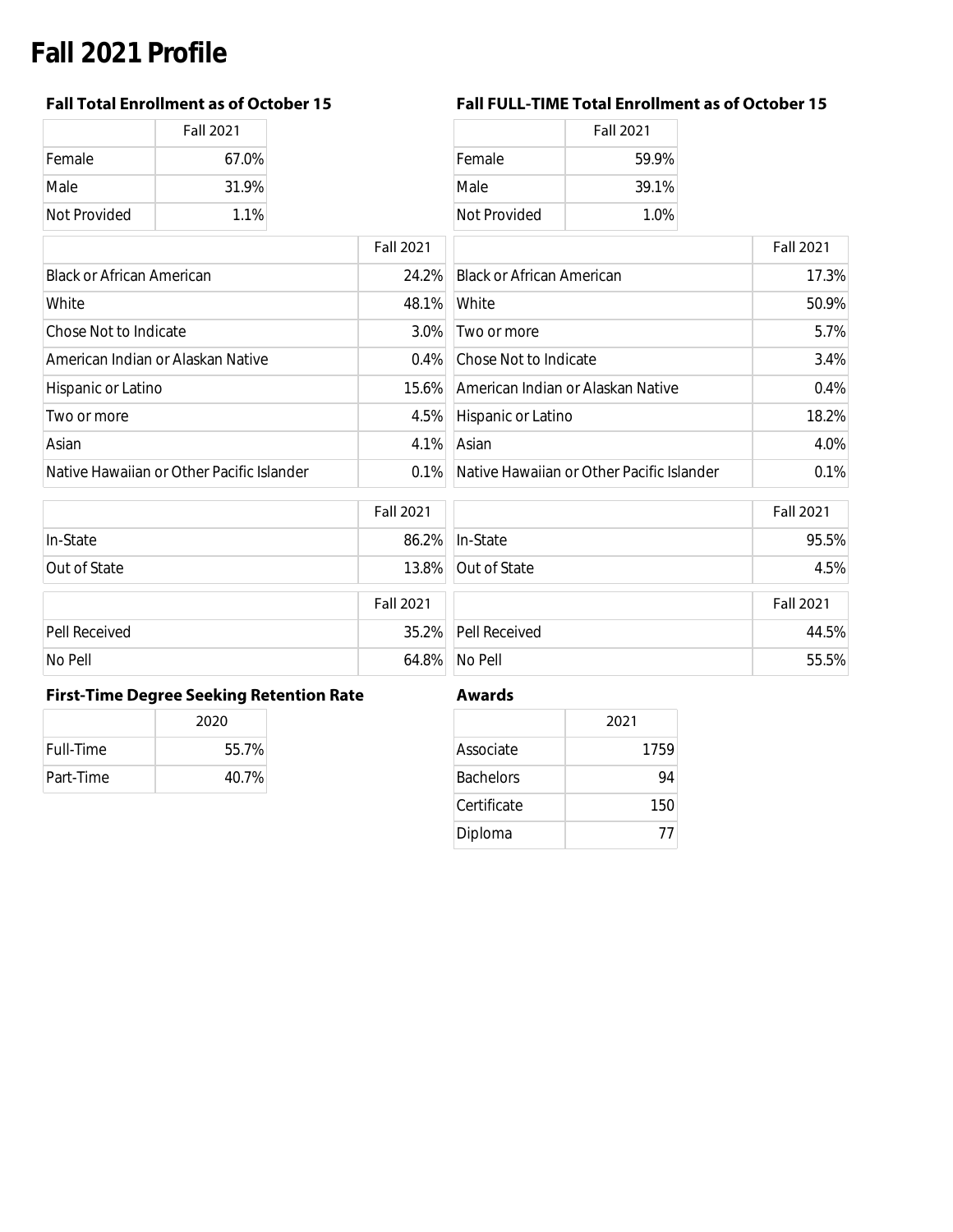# Fall 2021 Profile

### Fall Total Enrollment as of October 15

| | Fall 2021 |
|---|---|
| Female | 67.0% |
| Male | 31.9% |
| Not Provided | 1.1% |

| | Fall 2021 |
|---|---|
| Black or African American | 24.2% |
| White | 48.1% |
| Chose Not to Indicate | 3.0% |
| American Indian or Alaskan Native | 0.4% |
| Hispanic or Latino | 15.6% |
| Two or more | 4.5% |
| Asian | 4.1% |
| Native Hawaiian or Other Pacific Islander | 0.1% |

| | Fall 2021 |
|---|---|
| In-State | 86.2% |
| Out of State | 13.8% |

| | Fall 2021 |
|---|---|
| Pell Received | 35.2% |
| No Pell | 64.8% |

### Fall FULL-TIME Total Enrollment as of October 15

| | Fall 2021 |
|---|---|
| Female | 59.9% |
| Male | 39.1% |
| Not Provided | 1.0% |

| | Fall 2021 |
|---|---|
| Black or African American | 17.3% |
| White | 50.9% |
| Two or more | 5.7% |
| Chose Not to Indicate | 3.4% |
| American Indian or Alaskan Native | 0.4% |
| Hispanic or Latino | 18.2% |
| Asian | 4.0% |
| Native Hawaiian or Other Pacific Islander | 0.1% |

| | Fall 2021 |
|---|---|
| In-State | 95.5% |
| Out of State | 4.5% |

| | Fall 2021 |
|---|---|
| Pell Received | 44.5% |
| No Pell | 55.5% |

### First-Time Degree Seeking Retention Rate

| | 2020 |
|---|---|
| Full-Time | 55.7% |
| Part-Time | 40.7% |

### Awards

| | 2021 |
|---|---|
| Associate | 1759 |
| Bachelors | 94 |
| Certificate | 150 |
| Diploma | 77 |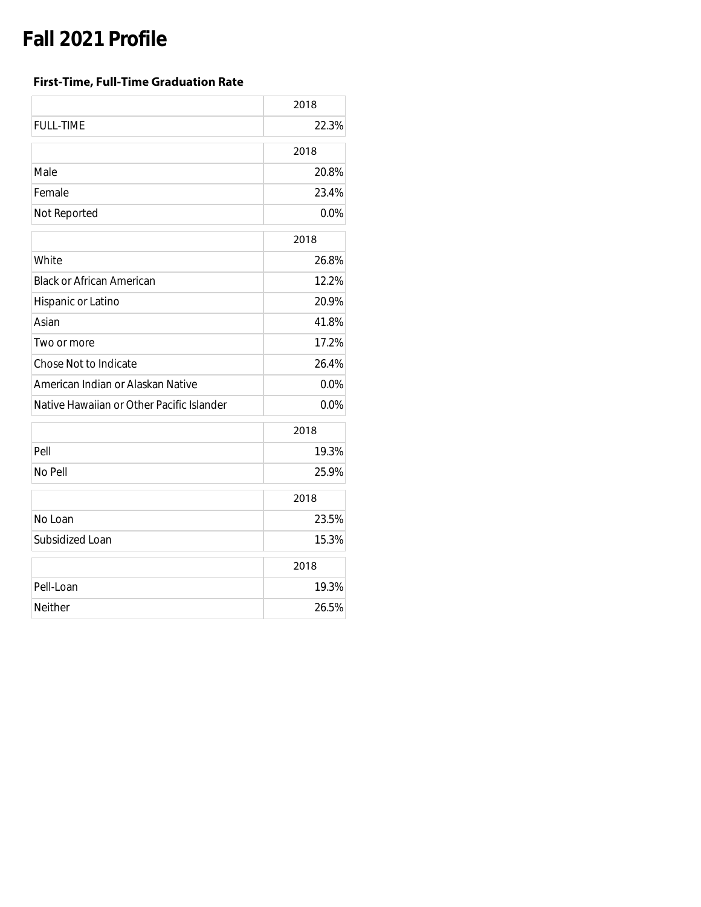# Fall 2021 Profile

### First-Time, Full-Time Graduation Rate

| | 2018 |
|---|---|
| FULL-TIME | 22.3% |

| | 2018 |
|---|---|
| Male | 20.8% |
| Female | 23.4% |
| Not Reported | 0.0% |

| | 2018 |
|---|---|
| White | 26.8% |
| Black or African American | 12.2% |
| Hispanic or Latino | 20.9% |
| Asian | 41.8% |
| Two or more | 17.2% |
| Chose Not to Indicate | 26.4% |
| American Indian or Alaskan Native | 0.0% |
| Native Hawaiian or Other Pacific Islander | 0.0% |

| | 2018 |
|---|---|
| Pell | 19.3% |
| No Pell | 25.9% |

| | 2018 |
|---|---|
| No Loan | 23.5% |
| Subsidized Loan | 15.3% |

| | 2018 |
|---|---|
| Pell-Loan | 19.3% |
| Neither | 26.5% |